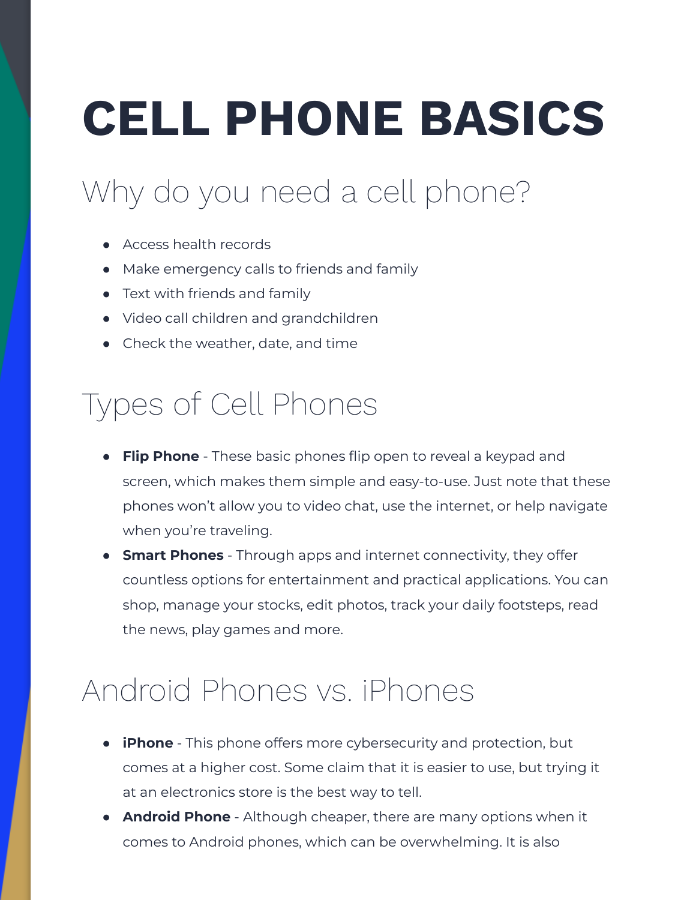# CELL PHONE BASICS

## Why do you need a cell phone?

- Access health records
- Make emergency calls to friends and family
- Text with friends and family
- Video call children and grandchildren
- Check the weather, date, and time

## Types of Cell Phones

- **Flip Phone** - These basic phones flip open to reveal a keypad and screen, which makes them simple and easy-to-use. Just note that these phones won't allow you to video chat, use the internet, or help navigate when you're traveling.
- **Smart Phones** - Through apps and internet connectivity, they offer countless options for entertainment and practical applications. You can shop, manage your stocks, edit photos, track your daily footsteps, read the news, play games and more.

## Android Phones vs. iPhones

- **iPhone** - This phone offers more cybersecurity and protection, but comes at a higher cost. Some claim that it is easier to use, but trying it at an electronics store is the best way to tell.
- **Android Phone** - Although cheaper, there are many options when it comes to Android phones, which can be overwhelming. It is also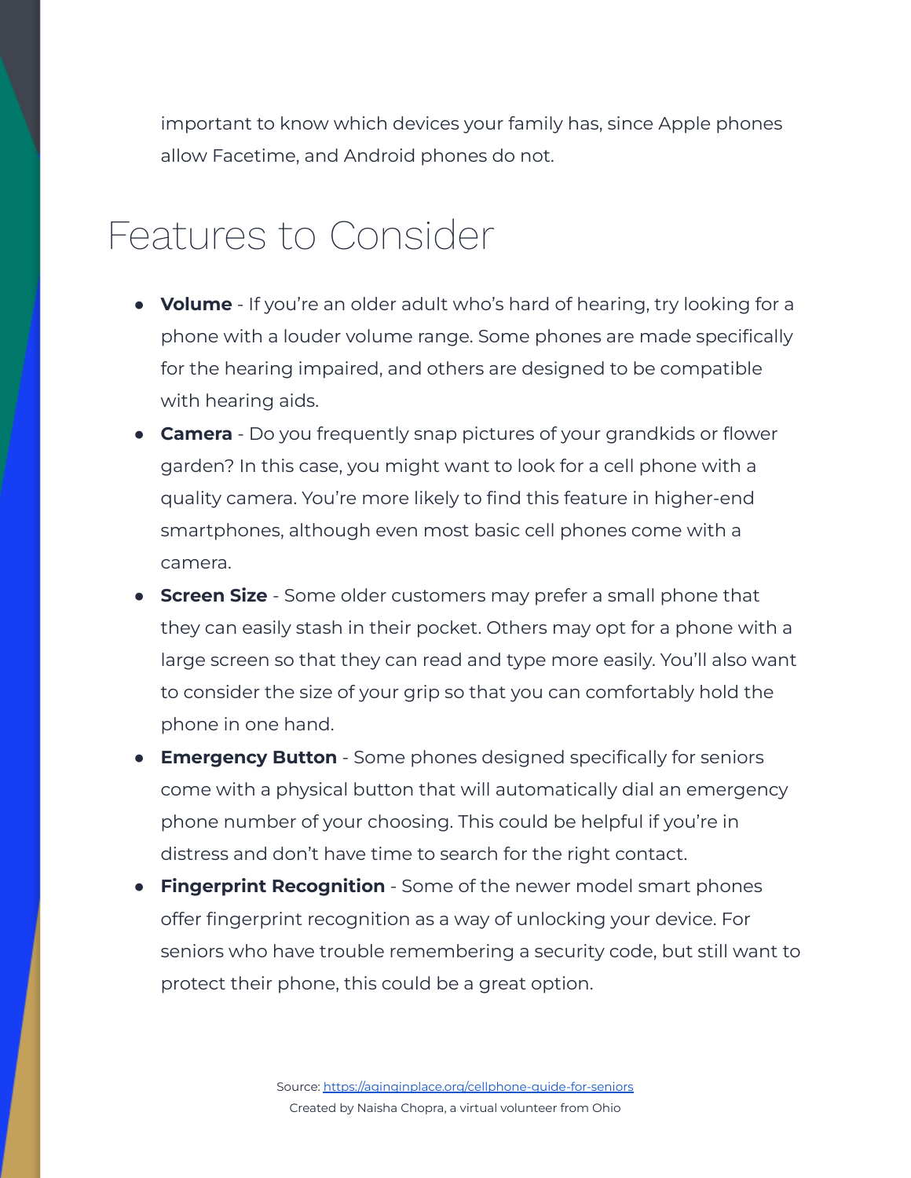important to know which devices your family has, since Apple phones allow Facetime, and Android phones do not.

# Features to Consider

- **Volume** - If you're an older adult who's hard of hearing, try looking for a phone with a louder volume range. Some phones are made specifically for the hearing impaired, and others are designed to be compatible with hearing aids.
- **Camera** - Do you frequently snap pictures of your grandkids or flower garden? In this case, you might want to look for a cell phone with a quality camera. You're more likely to find this feature in higher-end smartphones, although even most basic cell phones come with a camera.
- **Screen Size** - Some older customers may prefer a small phone that they can easily stash in their pocket. Others may opt for a phone with a large screen so that they can read and type more easily. You'll also want to consider the size of your grip so that you can comfortably hold the phone in one hand.
- **Emergency Button** - Some phones designed specifically for seniors come with a physical button that will automatically dial an emergency phone number of your choosing. This could be helpful if you're in distress and don't have time to search for the right contact.
- **Fingerprint Recognition** - Some of the newer model smart phones offer fingerprint recognition as a way of unlocking your device. For seniors who have trouble remembering a security code, but still want to protect their phone, this could be a great option.

Source: [https://aginginplace.org/cellphone-guide-for-seniors](https://aginginplace.org/cellphone-guide-for-seniors)

Created by Naisha Chopra, a virtual volunteer from Ohio